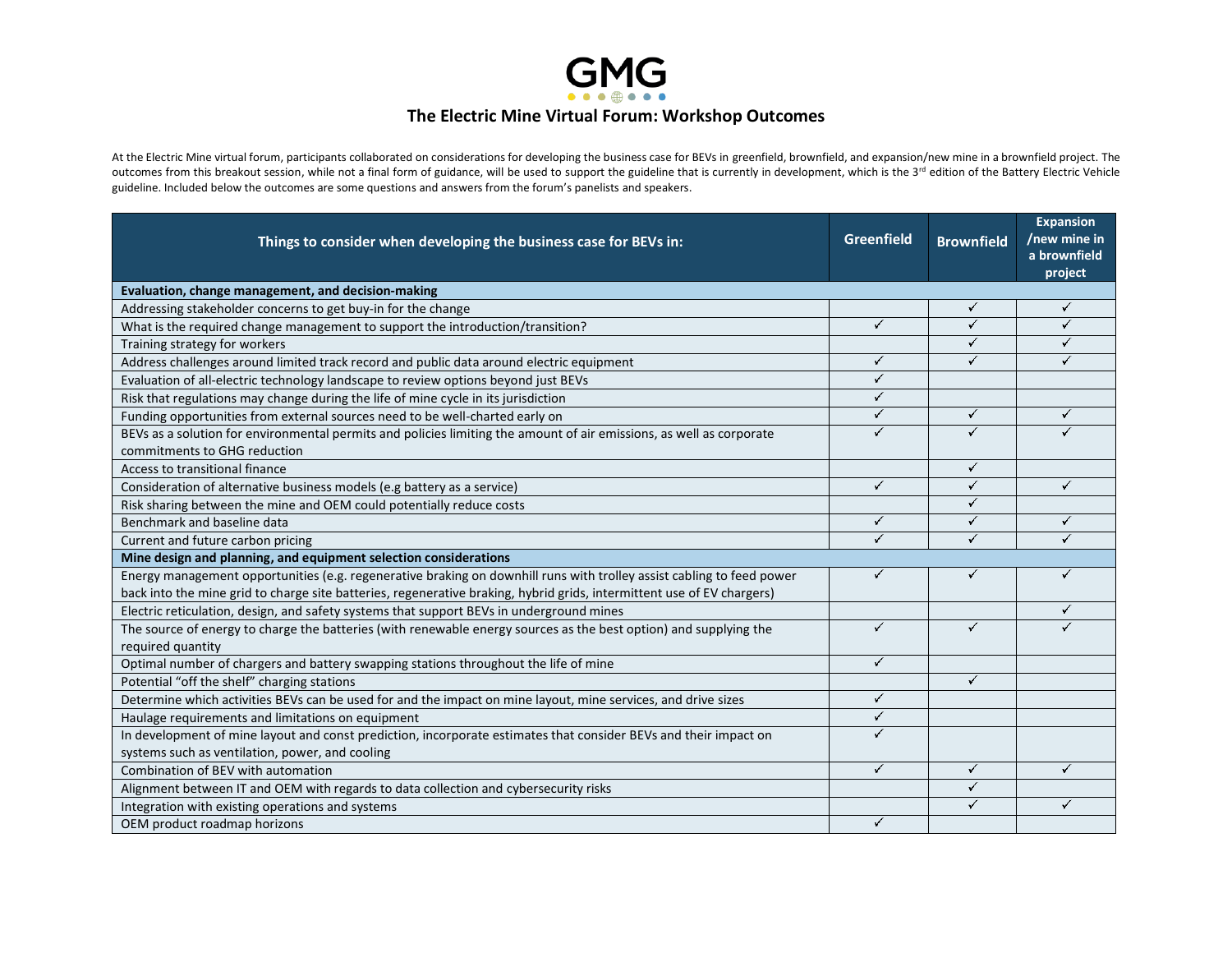# GMG

## The Electric Mine Virtual Forum: Workshop Outcomes

At the Electric Mine virtual forum, participants collaborated on considerations for developing the business case for BEVs in greenfield, brownfield, and expansion/new mine in a brownfield project. The outcomes from this breakout session, while not a final form of guidance, will be used to support the guideline that is currently in development, which is the 3rd edition of the Battery Electric Vehicle guideline. Included below the outcomes are some questions and answers from the forum's panelists and speakers.

| Things to consider when developing the business case for BEVs in: | Greenfield | Brownfield | Expansion /new mine in a brownfield project |
|---|---|---|---|
| **Evaluation, change management, and decision-making** | | | |
| Addressing stakeholder concerns to get buy-in for the change | | ✓ | ✓ |
| What is the required change management to support the introduction/transition? | ✓ | ✓ | ✓ |
| Training strategy for workers | | ✓ | ✓ |
| Address challenges around limited track record and public data around electric equipment | ✓ | ✓ | ✓ |
| Evaluation of all-electric technology landscape to review options beyond just BEVs | ✓ | | |
| Risk that regulations may change during the life of mine cycle in its jurisdiction | ✓ | | |
| Funding opportunities from external sources need to be well-charted early on | ✓ | ✓ | ✓ |
| BEVs as a solution for environmental permits and policies limiting the amount of air emissions, as well as corporate commitments to GHG reduction | ✓ | ✓ | ✓ |
| Access to transitional finance | | ✓ | |
| Consideration of alternative business models (e.g battery as a service) | ✓ | ✓ | ✓ |
| Risk sharing between the mine and OEM could potentially reduce costs | | ✓ | |
| Benchmark and baseline data | ✓ | ✓ | ✓ |
| Current and future carbon pricing | ✓ | ✓ | ✓ |
| **Mine design and planning, and equipment selection considerations** | | | |
| Energy management opportunities (e.g. regenerative braking on downhill runs with trolley assist cabling to feed power back into the mine grid to charge site batteries, regenerative braking, hybrid grids, intermittent use of EV chargers) | ✓ | ✓ | ✓ |
| Electric reticulation, design, and safety systems that support BEVs in underground mines | | | ✓ |
| The source of energy to charge the batteries (with renewable energy sources as the best option) and supplying the required quantity | ✓ | ✓ | ✓ |
| Optimal number of chargers and battery swapping stations throughout the life of mine | ✓ | | |
| Potential "off the shelf" charging stations | | ✓ | |
| Determine which activities BEVs can be used for and the impact on mine layout, mine services, and drive sizes | ✓ | | |
| Haulage requirements and limitations on equipment | ✓ | | |
| In development of mine layout and const prediction, incorporate estimates that consider BEVs and their impact on systems such as ventilation, power, and cooling | ✓ | | |
| Combination of BEV with automation | ✓ | ✓ | ✓ |
| Alignment between IT and OEM with regards to data collection and cybersecurity risks | | ✓ | |
| Integration with existing operations and systems | | ✓ | ✓ |
| OEM product roadmap horizons | ✓ | | |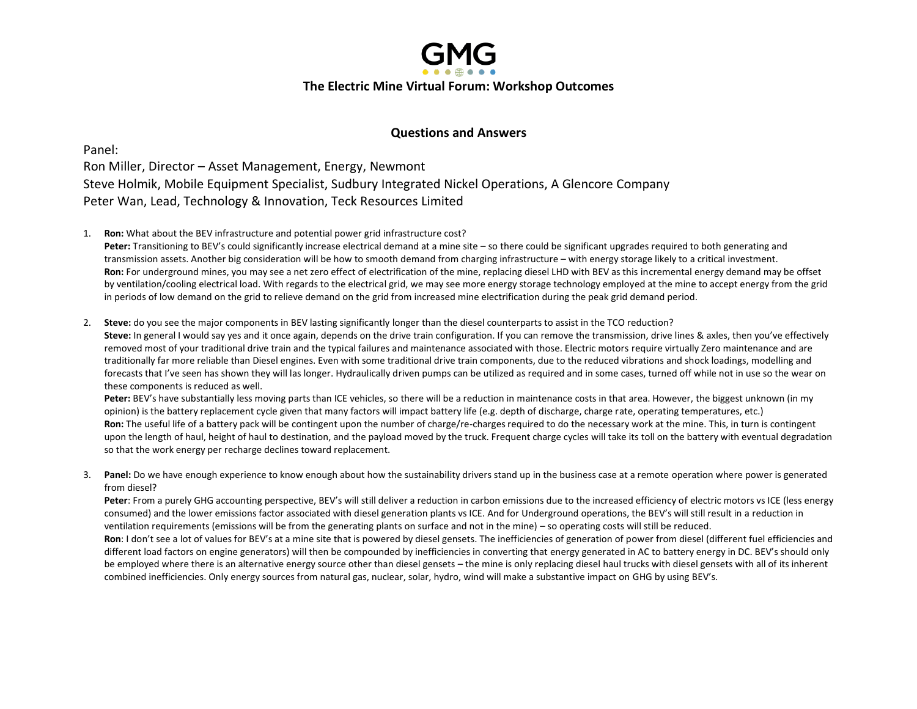# The Electric Mine Virtual Forum: Workshop Outcomes

## Questions and Answers

Panel:

Ron Miller, Director – Asset Management, Energy, Newmont

Steve Holmik, Mobile Equipment Specialist, Sudbury Integrated Nickel Operations, A Glencore Company

Peter Wan, Lead, Technology & Innovation, Teck Resources Limited

1. **Ron:** What about the BEV infrastructure and potential power grid infrastructure cost?
   **Peter:** Transitioning to BEV's could significantly increase electrical demand at a mine site – so there could be significant upgrades required to both generating and transmission assets. Another big consideration will be how to smooth demand from charging infrastructure – with energy storage likely to a critical investment.
   **Ron:** For underground mines, you may see a net zero effect of electrification of the mine, replacing diesel LHD with BEV as this incremental energy demand may be offset by ventilation/cooling electrical load. With regards to the electrical grid, we may see more energy storage technology employed at the mine to accept energy from the grid in periods of low demand on the grid to relieve demand on the grid from increased mine electrification during the peak grid demand period.

2. **Steve:** do you see the major components in BEV lasting significantly longer than the diesel counterparts to assist in the TCO reduction?
   **Steve:** In general I would say yes and it once again, depends on the drive train configuration. If you can remove the transmission, drive lines & axles, then you've effectively removed most of your traditional drive train and the typical failures and maintenance associated with those. Electric motors require virtually Zero maintenance and are traditionally far more reliable than Diesel engines. Even with some traditional drive train components, due to the reduced vibrations and shock loadings, modelling and forecasts that I've seen has shown they will las longer. Hydraulically driven pumps can be utilized as required and in some cases, turned off while not in use so the wear on these components is reduced as well.
   **Peter:** BEV's have substantially less moving parts than ICE vehicles, so there will be a reduction in maintenance costs in that area. However, the biggest unknown (in my opinion) is the battery replacement cycle given that many factors will impact battery life (e.g. depth of discharge, charge rate, operating temperatures, etc.)
   **Ron:** The useful life of a battery pack will be contingent upon the number of charge/re-charges required to do the necessary work at the mine. This, in turn is contingent upon the length of haul, height of haul to destination, and the payload moved by the truck. Frequent charge cycles will take its toll on the battery with eventual degradation so that the work energy per recharge declines toward replacement.

3. **Panel:** Do we have enough experience to know enough about how the sustainability drivers stand up in the business case at a remote operation where power is generated from diesel?
   **Peter**: From a purely GHG accounting perspective, BEV's will still deliver a reduction in carbon emissions due to the increased efficiency of electric motors vs ICE (less energy consumed) and the lower emissions factor associated with diesel generation plants vs ICE. And for Underground operations, the BEV's will still result in a reduction in ventilation requirements (emissions will be from the generating plants on surface and not in the mine) – so operating costs will still be reduced.
   **Ron**: I don't see a lot of values for BEV's at a mine site that is powered by diesel gensets. The inefficiencies of generation of power from diesel (different fuel efficiencies and different load factors on engine generators) will then be compounded by inefficiencies in converting that energy generated in AC to battery energy in DC. BEV's should only be employed where there is an alternative energy source other than diesel gensets – the mine is only replacing diesel haul trucks with diesel gensets with all of its inherent combined inefficiencies. Only energy sources from natural gas, nuclear, solar, hydro, wind will make a substantive impact on GHG by using BEV's.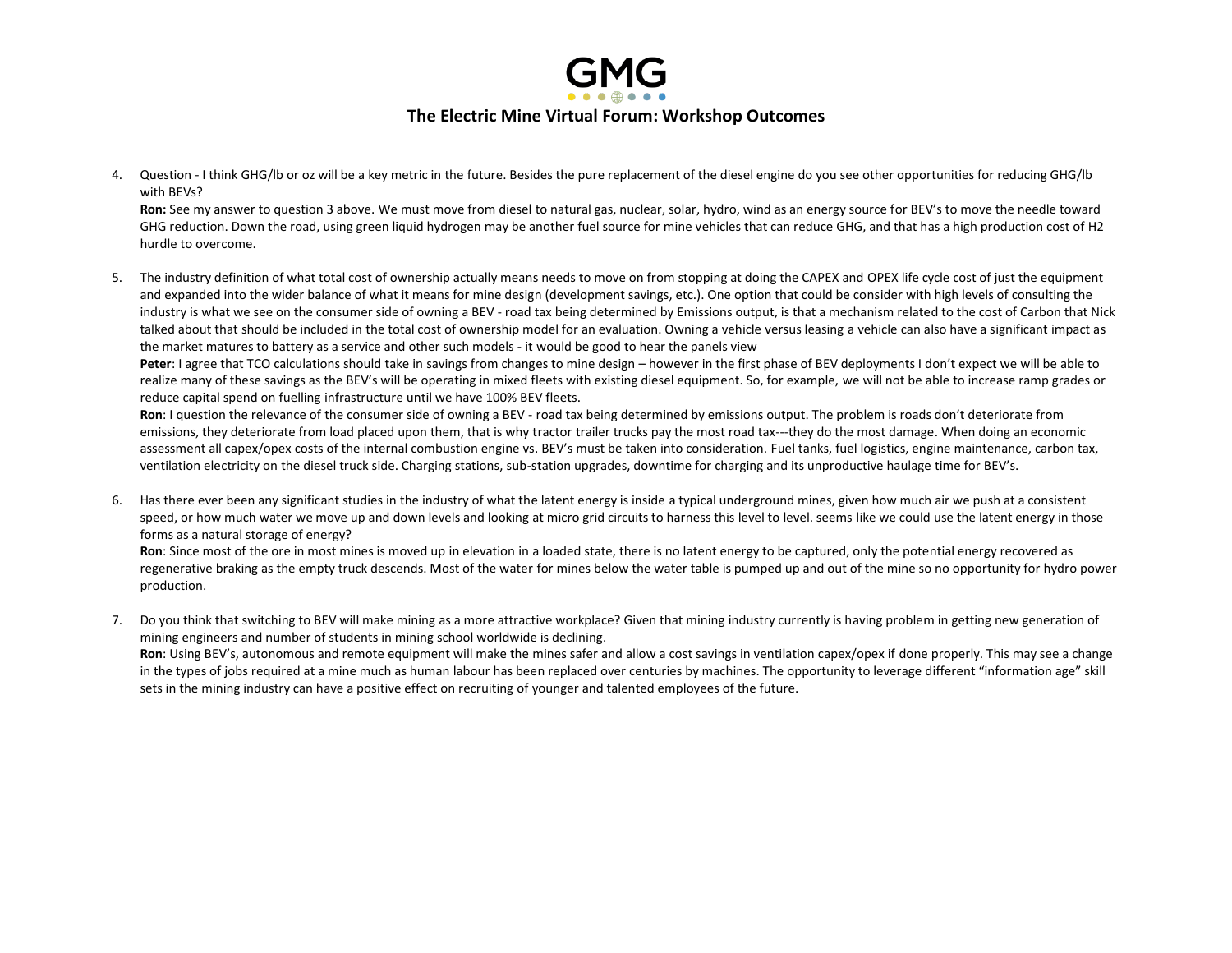4. Question - I think GHG/lb or oz will be a key metric in the future. Besides the pure replacement of the diesel engine do you see other opportunities for reducing GHG/lb with BEVs?
   **Ron:** See my answer to question 3 above. We must move from diesel to natural gas, nuclear, solar, hydro, wind as an energy source for BEV's to move the needle toward GHG reduction. Down the road, using green liquid hydrogen may be another fuel source for mine vehicles that can reduce GHG, and that has a high production cost of H2 hurdle to overcome.

5. The industry definition of what total cost of ownership actually means needs to move on from stopping at doing the CAPEX and OPEX life cycle cost of just the equipment and expanded into the wider balance of what it means for mine design (development savings, etc.). One option that could be consider with high levels of consulting the industry is what we see on the consumer side of owning a BEV - road tax being determined by Emissions output, is that a mechanism related to the cost of Carbon that Nick talked about that should be included in the total cost of ownership model for an evaluation. Owning a vehicle versus leasing a vehicle can also have a significant impact as the market matures to battery as a service and other such models - it would be good to hear the panels view
   **Peter**: I agree that TCO calculations should take in savings from changes to mine design – however in the first phase of BEV deployments I don't expect we will be able to realize many of these savings as the BEV's will be operating in mixed fleets with existing diesel equipment. So, for example, we will not be able to increase ramp grades or reduce capital spend on fuelling infrastructure until we have 100% BEV fleets.
   **Ron**: I question the relevance of the consumer side of owning a BEV - road tax being determined by emissions output. The problem is roads don't deteriorate from emissions, they deteriorate from load placed upon them, that is why tractor trailer trucks pay the most road tax---they do the most damage. When doing an economic assessment all capex/opex costs of the internal combustion engine vs. BEV's must be taken into consideration. Fuel tanks, fuel logistics, engine maintenance, carbon tax, ventilation electricity on the diesel truck side. Charging stations, sub-station upgrades, downtime for charging and its unproductive haulage time for BEV's.

6. Has there ever been any significant studies in the industry of what the latent energy is inside a typical underground mines, given how much air we push at a consistent speed, or how much water we move up and down levels and looking at micro grid circuits to harness this level to level. seems like we could use the latent energy in those forms as a natural storage of energy?
   **Ron**: Since most of the ore in most mines is moved up in elevation in a loaded state, there is no latent energy to be captured, only the potential energy recovered as regenerative braking as the empty truck descends. Most of the water for mines below the water table is pumped up and out of the mine so no opportunity for hydro power production.

7. Do you think that switching to BEV will make mining as a more attractive workplace? Given that mining industry currently is having problem in getting new generation of mining engineers and number of students in mining school worldwide is declining.
   **Ron**: Using BEV's, autonomous and remote equipment will make the mines safer and allow a cost savings in ventilation capex/opex if done properly. This may see a change in the types of jobs required at a mine much as human labour has been replaced over centuries by machines. The opportunity to leverage different "information age" skill sets in the mining industry can have a positive effect on recruiting of younger and talented employees of the future.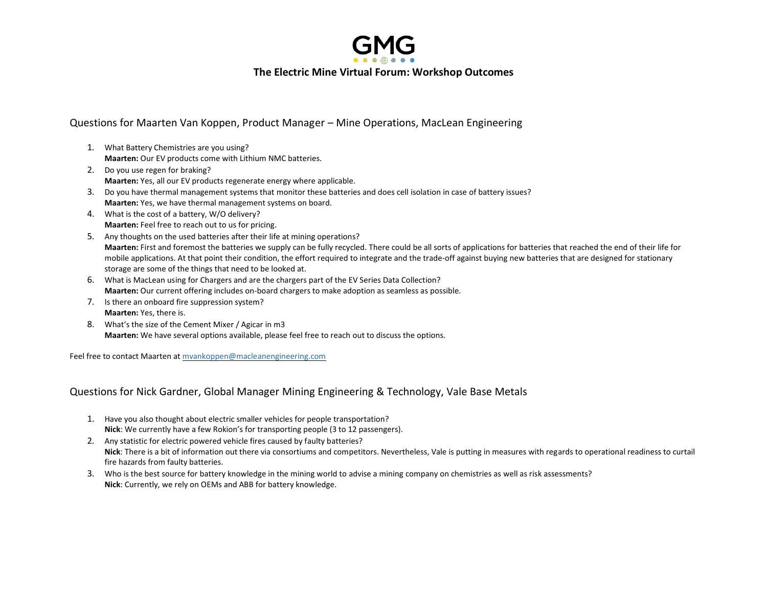# GMG

## The Electric Mine Virtual Forum: Workshop Outcomes

### Questions for Maarten Van Koppen, Product Manager – Mine Operations, MacLean Engineering

1. What Battery Chemistries are you using?
   **Maarten:** Our EV products come with Lithium NMC batteries.
2. Do you use regen for braking?
   **Maarten:** Yes, all our EV products regenerate energy where applicable.
3. Do you have thermal management systems that monitor these batteries and does cell isolation in case of battery issues?
   **Maarten:** Yes, we have thermal management systems on board.
4. What is the cost of a battery, W/O delivery?
   **Maarten:** Feel free to reach out to us for pricing.
5. Any thoughts on the used batteries after their life at mining operations?
   **Maarten:** First and foremost the batteries we supply can be fully recycled. There could be all sorts of applications for batteries that reached the end of their life for mobile applications. At that point their condition, the effort required to integrate and the trade-off against buying new batteries that are designed for stationary storage are some of the things that need to be looked at.
6. What is MacLean using for Chargers and are the chargers part of the EV Series Data Collection?
   **Maarten:** Our current offering includes on-board chargers to make adoption as seamless as possible.
7. Is there an onboard fire suppression system?
   **Maarten:** Yes, there is.
8. What's the size of the Cement Mixer / Agicar in m3
   **Maarten:** We have several options available, please feel free to reach out to discuss the options.

Feel free to contact Maarten at mvankoppen@macleanengineering.com

### Questions for Nick Gardner, Global Manager Mining Engineering & Technology, Vale Base Metals

1. Have you also thought about electric smaller vehicles for people transportation?
   **Nick**: We currently have a few Rokion's for transporting people (3 to 12 passengers).
2. Any statistic for electric powered vehicle fires caused by faulty batteries?
   **Nick**: There is a bit of information out there via consortiums and competitors. Nevertheless, Vale is putting in measures with regards to operational readiness to curtail fire hazards from faulty batteries.
3. Who is the best source for battery knowledge in the mining world to advise a mining company on chemistries as well as risk assessments?
   **Nick**: Currently, we rely on OEMs and ABB for battery knowledge.